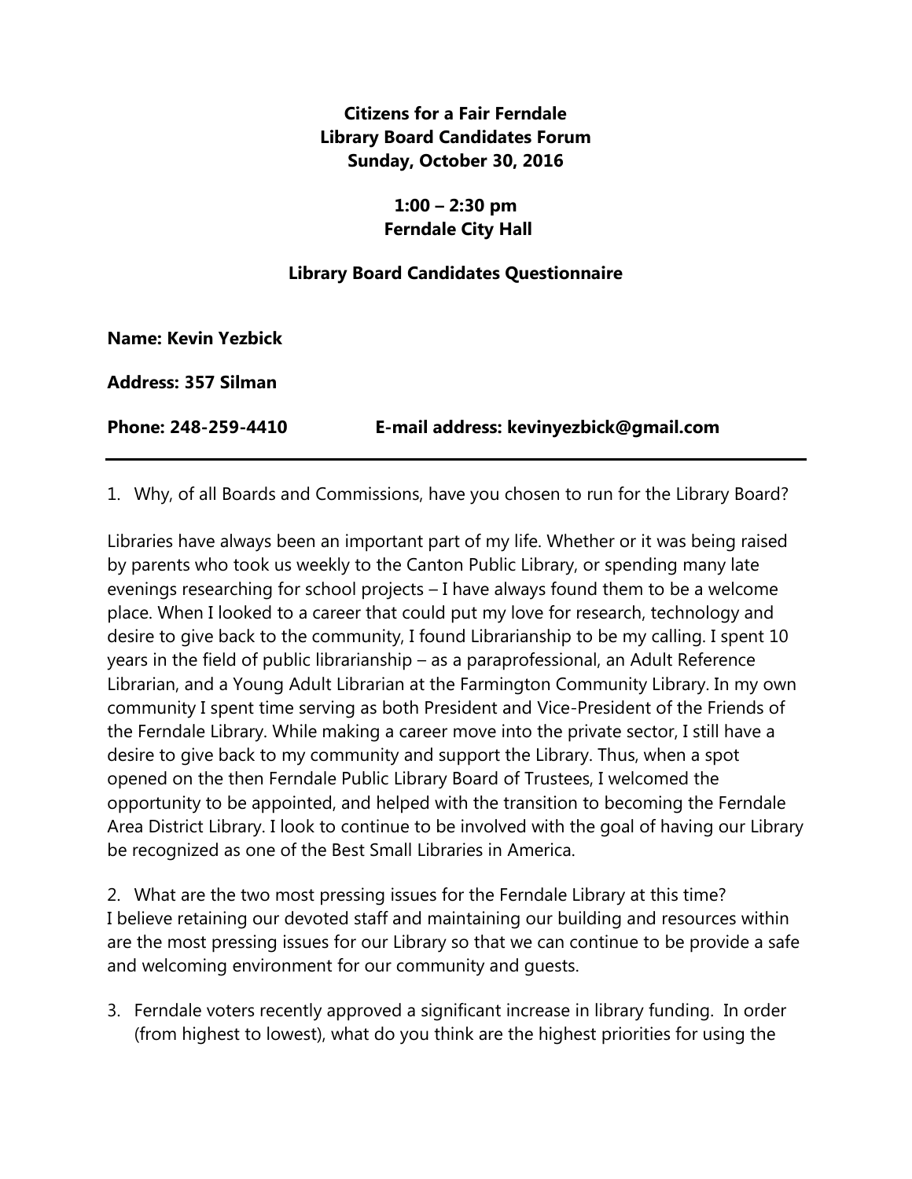**Citizens for a Fair Ferndale**
**Library Board Candidates Forum**
**Sunday, October 30, 2016**

**1:00 – 2:30 pm**
**Ferndale City Hall**

**Library Board Candidates Questionnaire**

**Name: Kevin Yezbick**

**Address: 357 Silman**

**Phone: 248-259-4410** **E-mail address: kevinyezbick@gmail.com**

---

1. Why, of all Boards and Commissions, have you chosen to run for the Library Board?

Libraries have always been an important part of my life. Whether or it was being raised by parents who took us weekly to the Canton Public Library, or spending many late evenings researching for school projects – I have always found them to be a welcome place. When I looked to a career that could put my love for research, technology and desire to give back to the community, I found Librarianship to be my calling. I spent 10 years in the field of public librarianship – as a paraprofessional, an Adult Reference Librarian, and a Young Adult Librarian at the Farmington Community Library. In my own community I spent time serving as both President and Vice-President of the Friends of the Ferndale Library. While making a career move into the private sector, I still have a desire to give back to my community and support the Library. Thus, when a spot opened on the then Ferndale Public Library Board of Trustees, I welcomed the opportunity to be appointed, and helped with the transition to becoming the Ferndale Area District Library. I look to continue to be involved with the goal of having our Library be recognized as one of the Best Small Libraries in America.

2. What are the two most pressing issues for the Ferndale Library at this time?
I believe retaining our devoted staff and maintaining our building and resources within are the most pressing issues for our Library so that we can continue to be provide a safe and welcoming environment for our community and guests.

3. Ferndale voters recently approved a significant increase in library funding. In order (from highest to lowest), what do you think are the highest priorities for using the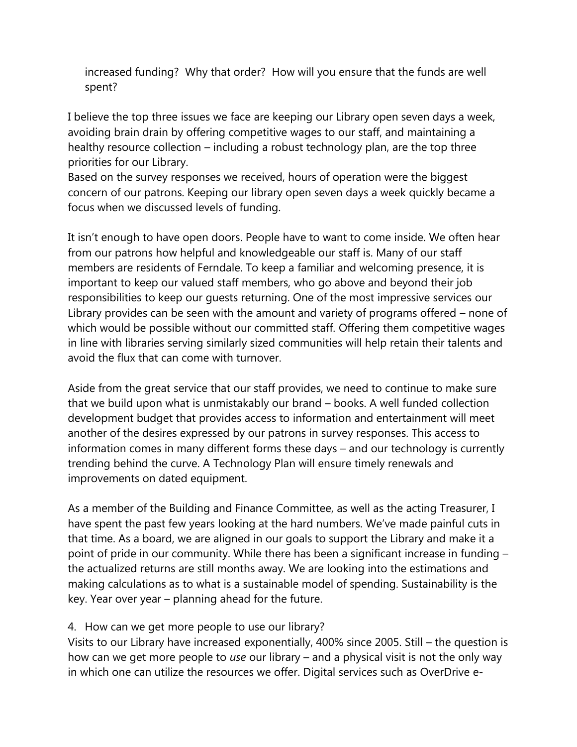increased funding? Why that order? How will you ensure that the funds are well spent?

I believe the top three issues we face are keeping our Library open seven days a week, avoiding brain drain by offering competitive wages to our staff, and maintaining a healthy resource collection – including a robust technology plan, are the top three priorities for our Library.
Based on the survey responses we received, hours of operation were the biggest concern of our patrons. Keeping our library open seven days a week quickly became a focus when we discussed levels of funding.

It isn't enough to have open doors. People have to want to come inside. We often hear from our patrons how helpful and knowledgeable our staff is. Many of our staff members are residents of Ferndale. To keep a familiar and welcoming presence, it is important to keep our valued staff members, who go above and beyond their job responsibilities to keep our guests returning. One of the most impressive services our Library provides can be seen with the amount and variety of programs offered – none of which would be possible without our committed staff. Offering them competitive wages in line with libraries serving similarly sized communities will help retain their talents and avoid the flux that can come with turnover.

Aside from the great service that our staff provides, we need to continue to make sure that we build upon what is unmistakably our brand – books. A well funded collection development budget that provides access to information and entertainment will meet another of the desires expressed by our patrons in survey responses. This access to information comes in many different forms these days – and our technology is currently trending behind the curve. A Technology Plan will ensure timely renewals and improvements on dated equipment.

As a member of the Building and Finance Committee, as well as the acting Treasurer, I have spent the past few years looking at the hard numbers. We've made painful cuts in that time. As a board, we are aligned in our goals to support the Library and make it a point of pride in our community. While there has been a significant increase in funding – the actualized returns are still months away. We are looking into the estimations and making calculations as to what is a sustainable model of spending. Sustainability is the key. Year over year – planning ahead for the future.

4. How can we get more people to use our library?

Visits to our Library have increased exponentially, 400% since 2005. Still – the question is how can we get more people to *use* our library – and a physical visit is not the only way in which one can utilize the resources we offer. Digital services such as OverDrive e-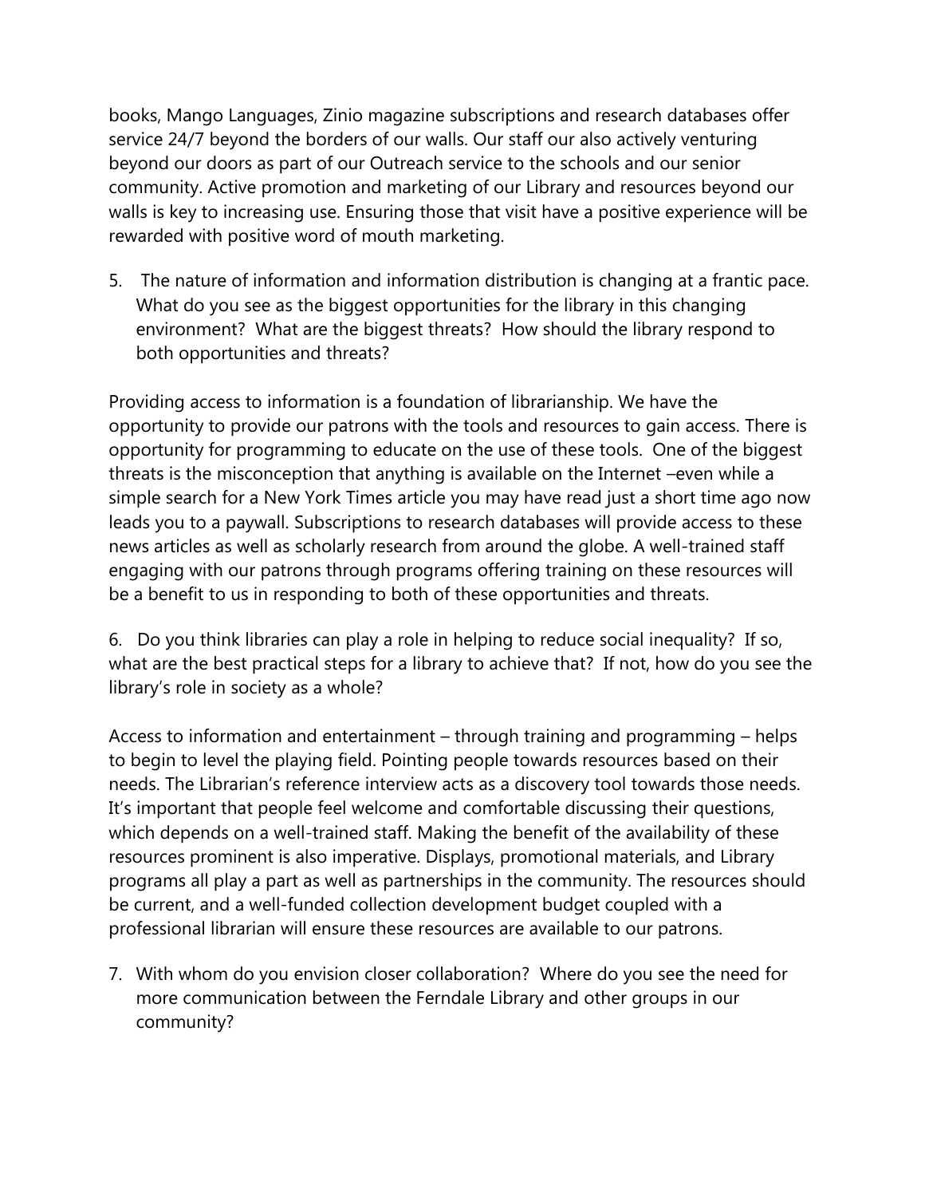books, Mango Languages, Zinio magazine subscriptions and research databases offer service 24/7 beyond the borders of our walls. Our staff our also actively venturing beyond our doors as part of our Outreach service to the schools and our senior community. Active promotion and marketing of our Library and resources beyond our walls is key to increasing use. Ensuring those that visit have a positive experience will be rewarded with positive word of mouth marketing.

5. The nature of information and information distribution is changing at a frantic pace. What do you see as the biggest opportunities for the library in this changing environment? What are the biggest threats? How should the library respond to both opportunities and threats?

Providing access to information is a foundation of librarianship. We have the opportunity to provide our patrons with the tools and resources to gain access. There is opportunity for programming to educate on the use of these tools. One of the biggest threats is the misconception that anything is available on the Internet –even while a simple search for a New York Times article you may have read just a short time ago now leads you to a paywall. Subscriptions to research databases will provide access to these news articles as well as scholarly research from around the globe. A well-trained staff engaging with our patrons through programs offering training on these resources will be a benefit to us in responding to both of these opportunities and threats.

6. Do you think libraries can play a role in helping to reduce social inequality? If so, what are the best practical steps for a library to achieve that? If not, how do you see the library's role in society as a whole?

Access to information and entertainment – through training and programming – helps to begin to level the playing field. Pointing people towards resources based on their needs. The Librarian's reference interview acts as a discovery tool towards those needs. It's important that people feel welcome and comfortable discussing their questions, which depends on a well-trained staff. Making the benefit of the availability of these resources prominent is also imperative. Displays, promotional materials, and Library programs all play a part as well as partnerships in the community. The resources should be current, and a well-funded collection development budget coupled with a professional librarian will ensure these resources are available to our patrons.

7. With whom do you envision closer collaboration? Where do you see the need for more communication between the Ferndale Library and other groups in our community?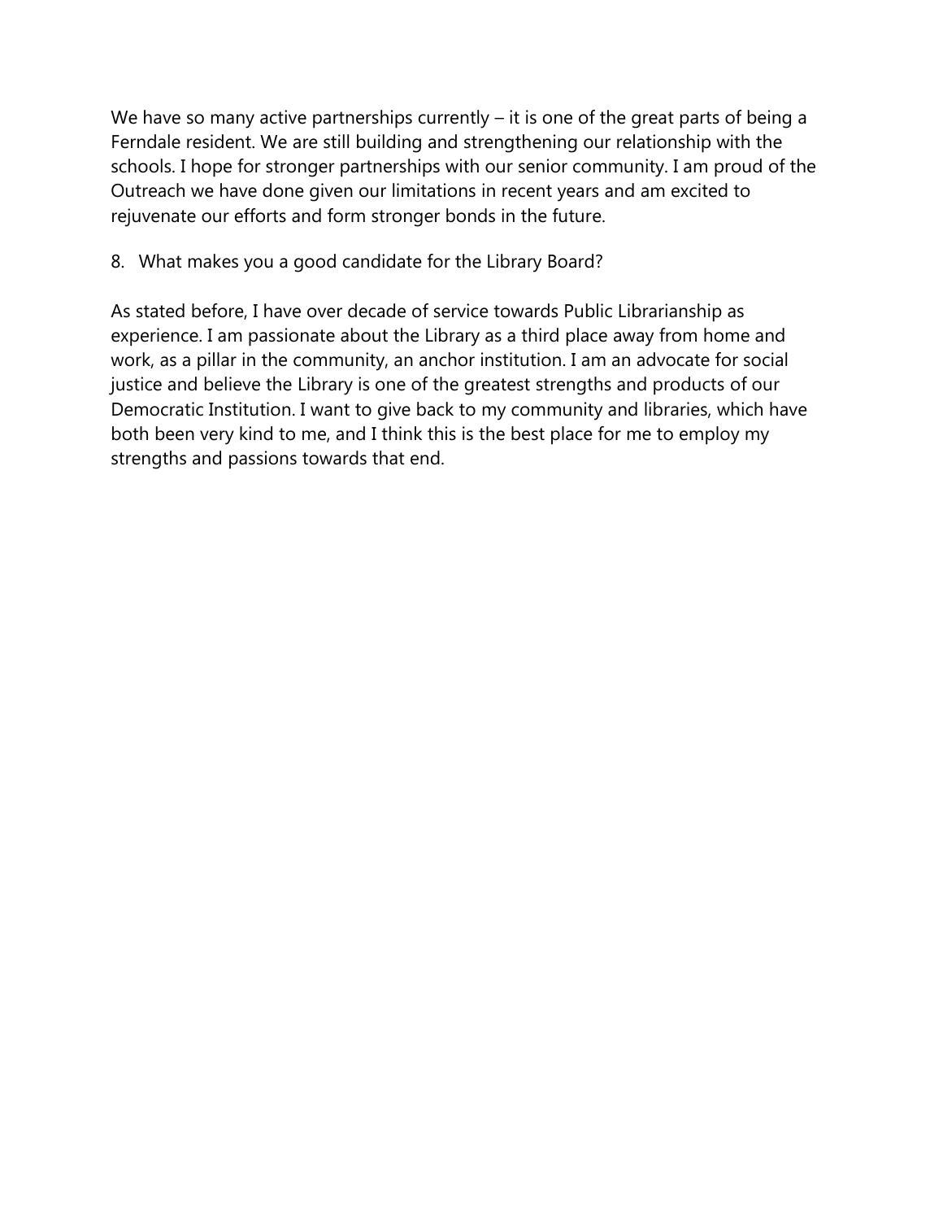We have so many active partnerships currently – it is one of the great parts of being a Ferndale resident. We are still building and strengthening our relationship with the schools. I hope for stronger partnerships with our senior community. I am proud of the Outreach we have done given our limitations in recent years and am excited to rejuvenate our efforts and form stronger bonds in the future.

8. What makes you a good candidate for the Library Board?

As stated before, I have over decade of service towards Public Librarianship as experience. I am passionate about the Library as a third place away from home and work, as a pillar in the community, an anchor institution. I am an advocate for social justice and believe the Library is one of the greatest strengths and products of our Democratic Institution. I want to give back to my community and libraries, which have both been very kind to me, and I think this is the best place for me to employ my strengths and passions towards that end.